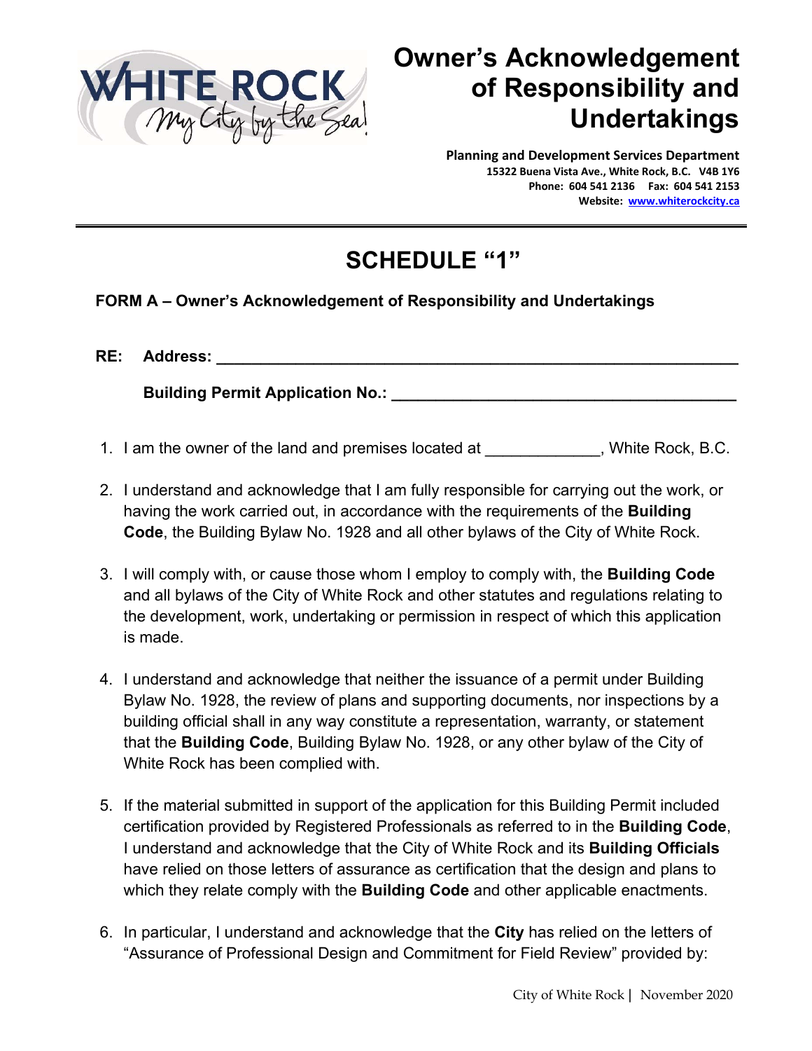# Owner's Acknowledgement of Responsibility and Undertakings

**Planning and Development Services Department**
15322 Buena Vista Ave., White Rock, B.C. V4B 1Y6
Phone: 604 541 2136 Fax: 604 541 2153
Website: www.whiterockcity.ca

## SCHEDULE "1"

**FORM A – Owner's Acknowledgement of Responsibility and Undertakings**

**RE: Address: _______________________________________________**

**Building Permit Application No.: _______________________________**

1. I am the owner of the land and premises located at _____________, White Rock, B.C.

2. I understand and acknowledge that I am fully responsible for carrying out the work, or having the work carried out, in accordance with the requirements of the **Building Code**, the Building Bylaw No. 1928 and all other bylaws of the City of White Rock.

3. I will comply with, or cause those whom I employ to comply with, the **Building Code** and all bylaws of the City of White Rock and other statutes and regulations relating to the development, work, undertaking or permission in respect of which this application is made.

4. I understand and acknowledge that neither the issuance of a permit under Building Bylaw No. 1928, the review of plans and supporting documents, nor inspections by a building official shall in any way constitute a representation, warranty, or statement that the **Building Code**, Building Bylaw No. 1928, or any other bylaw of the City of White Rock has been complied with.

5. If the material submitted in support of the application for this Building Permit included certification provided by Registered Professionals as referred to in the **Building Code**, I understand and acknowledge that the City of White Rock and its **Building Officials** have relied on those letters of assurance as certification that the design and plans to which they relate comply with the **Building Code** and other applicable enactments.

6. In particular, I understand and acknowledge that the **City** has relied on the letters of "Assurance of Professional Design and Commitment for Field Review" provided by: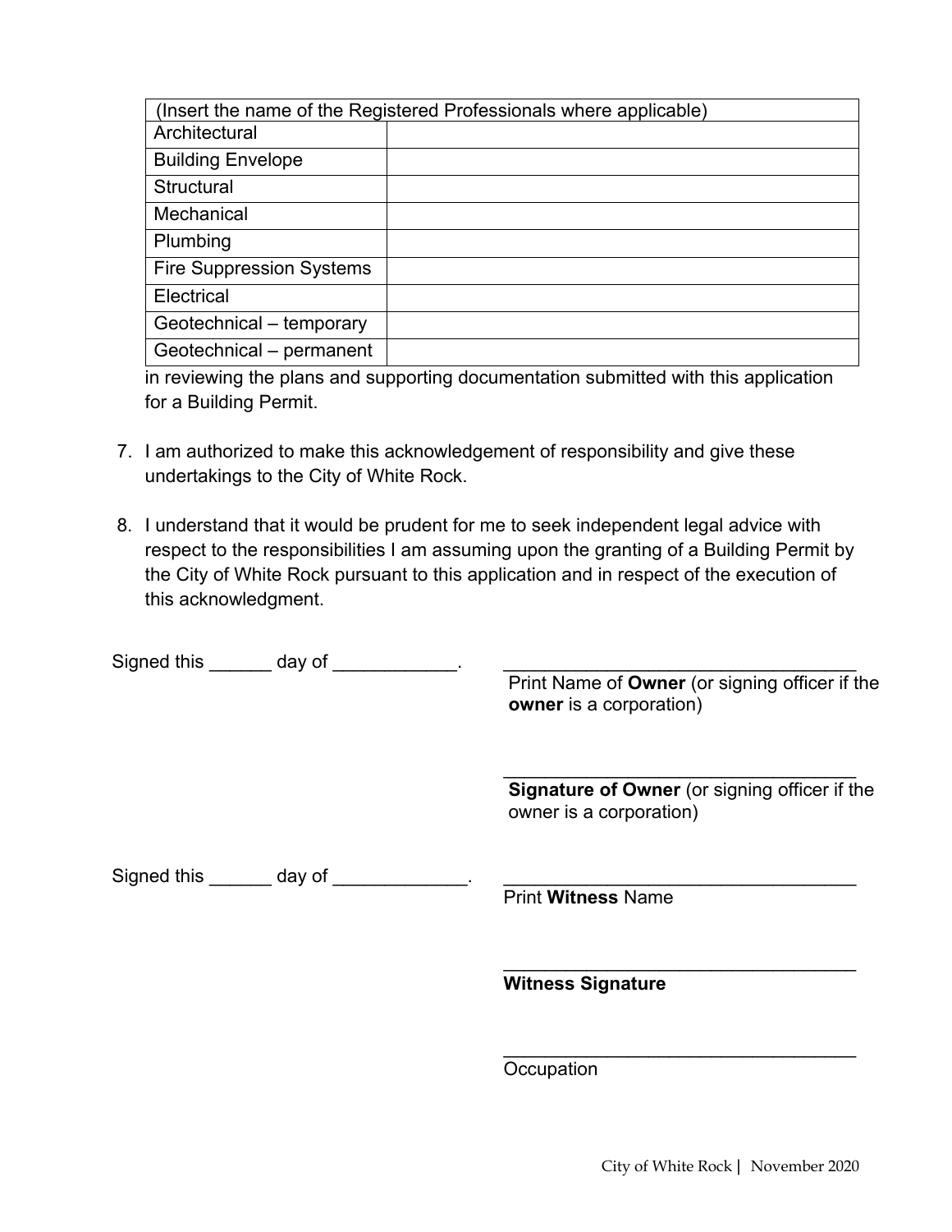| (Insert the name of the Registered Professionals where applicable) | |
|---|---|
| Architectural | |
| Building Envelope | |
| Structural | |
| Mechanical | |
| Plumbing | |
| Fire Suppression Systems | |
| Electrical | |
| Geotechnical – temporary | |
| Geotechnical – permanent | |

in reviewing the plans and supporting documentation submitted with this application for a Building Permit.

7. I am authorized to make this acknowledgement of responsibility and give these undertakings to the City of White Rock.

8. I understand that it would be prudent for me to seek independent legal advice with respect to the responsibilities I am assuming upon the granting of a Building Permit by the City of White Rock pursuant to this application and in respect of the execution of this acknowledgment.

Signed this ______ day of ____________.

___________________________________
Print Name of **Owner** (or signing officer if the **owner** is a corporation)

___________________________________
**Signature of Owner** (or signing officer if the owner is a corporation)

Signed this ______ day of _____________.

___________________________________
Print **Witness** Name

___________________________________
**Witness Signature**

___________________________________
Occupation